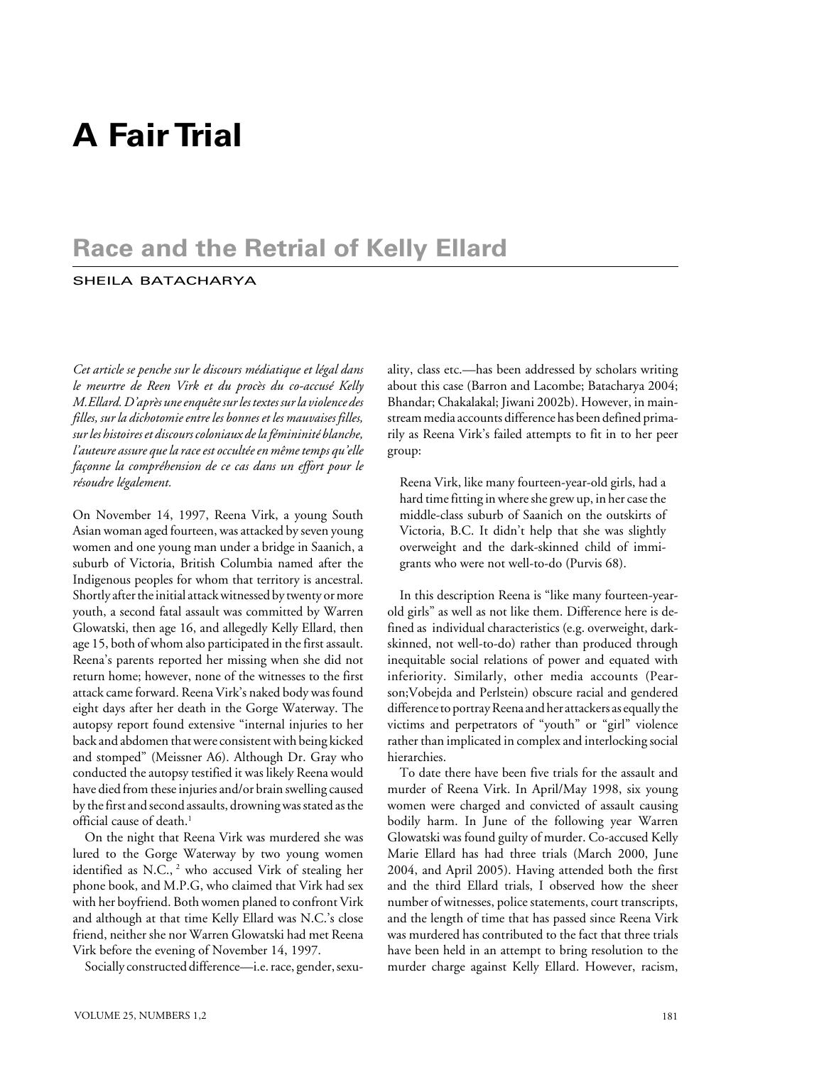# A Fair Trial

## Race and the Retrial of Kelly Ellard

SHEILA BATACHARYA

*Cet article se penche sur le discours médiatique et légal dans le meurtre de Reen Virk et du procès du co-accusé Kelly M.Ellard. D'après une enquête sur les textes sur la violence des filles, sur la dichotomie entre les bonnes et les mauvaises filles, sur les histoires et discours coloniaux de la féminité blanche, l'auteure assure que la race est occultée en même temps qu'elle façonne la compréhension de ce cas dans un effort pour le résoudre légalement.*

On November 14, 1997, Reena Virk, a young South Asian woman aged fourteen, was attacked by seven young women and one young man under a bridge in Saanich, a suburb of Victoria, British Columbia named after the Indigenous peoples for whom that territory is ancestral. Shortly after the initial attack witnessed by twenty or more youth, a second fatal assault was committed by Warren Glowatski, then age 16, and allegedly Kelly Ellard, then age 15, both of whom also participated in the first assault. Reena's parents reported her missing when she did not return home; however, none of the witnesses to the first attack came forward. Reena Virk's naked body was found eight days after her death in the Gorge Waterway. The autopsy report found extensive "internal injuries to her back and abdomen that were consistent with being kicked and stomped" (Meissner A6). Although Dr. Gray who conducted the autopsy testified it was likely Reena would have died from these injuries and/or brain swelling caused by the first and second assaults, drowning was stated as the official cause of death.[1]

On the night that Reena Virk was murdered she was lured to the Gorge Waterway by two young women identified as N.C.,[2] who accused Virk of stealing her phone book, and M.P.G, who claimed that Virk had sex with her boyfriend. Both women planed to confront Virk and although at that time Kelly Ellard was N.C.'s close friend, neither she nor Warren Glowatski had met Reena Virk before the evening of November 14, 1997.

Socially constructed difference—i.e. race, gender, sexuality, class etc.—has been addressed by scholars writing about this case (Barron and Lacombe; Batacharya 2004; Bhandar; Chakalakal; Jiwani 2002b). However, in mainstream media accounts difference has been defined primarily as Reena Virk's failed attempts to fit in to her peer group:

> Reena Virk, like many fourteen-year-old girls, had a hard time fitting in where she grew up, in her case the middle-class suburb of Saanich on the outskirts of Victoria, B.C. It didn't help that she was slightly overweight and the dark-skinned child of immigrants who were not well-to-do (Purvis 68).

In this description Reena is "like many fourteen-year-old girls" as well as not like them. Difference here is defined as individual characteristics (e.g. overweight, dark-skinned, not well-to-do) rather than produced through inequitable social relations of power and equated with inferiority. Similarly, other media accounts (Pearson; Vobejda and Perlstein) obscure racial and gendered difference to portray Reena and her attackers as equally the victims and perpetrators of "youth" or "girl" violence rather than implicated in complex and interlocking social hierarchies.

To date there have been five trials for the assault and murder of Reena Virk. In April/May 1998, six young women were charged and convicted of assault causing bodily harm. In June of the following year Warren Glowatski was found guilty of murder. Co-accused Kelly Marie Ellard has had three trials (March 2000, June 2004, and April 2005). Having attended both the first and the third Ellard trials, I observed how the sheer number of witnesses, police statements, court transcripts, and the length of time that has passed since Reena Virk was murdered has contributed to the fact that three trials have been held in an attempt to bring resolution to the murder charge against Kelly Ellard. However, racism,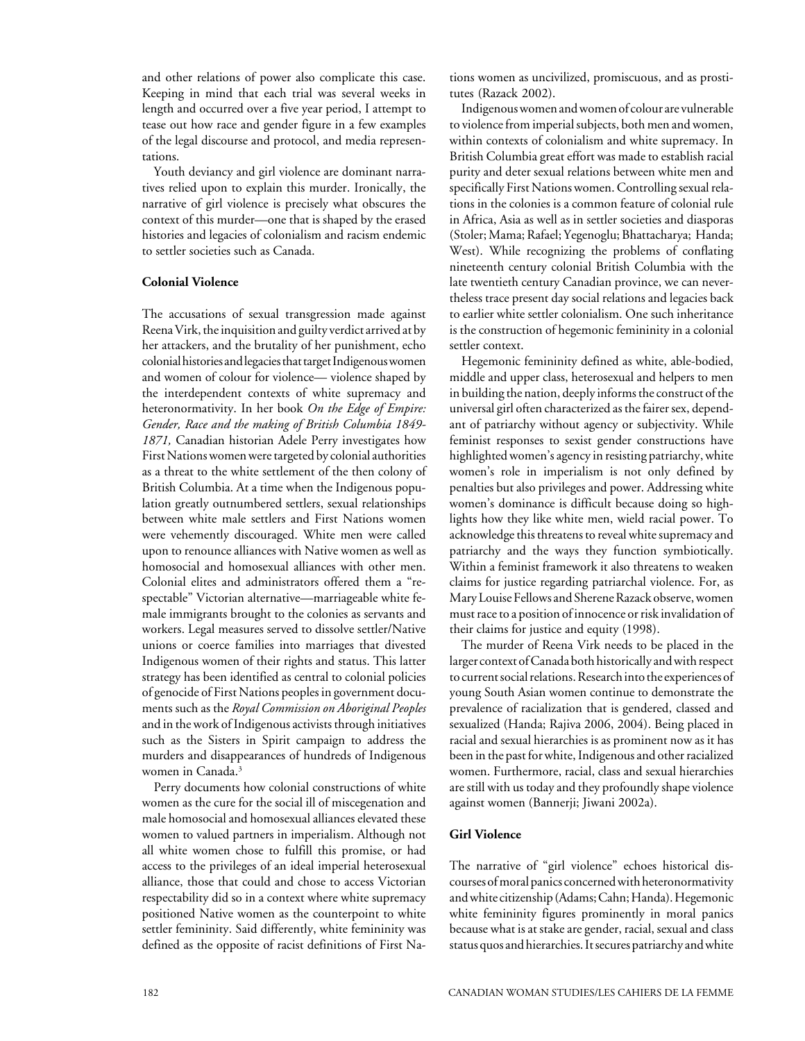and other relations of power also complicate this case. Keeping in mind that each trial was several weeks in length and occurred over a five year period, I attempt to tease out how race and gender figure in a few examples of the legal discourse and protocol, and media representations.

Youth deviancy and girl violence are dominant narratives relied upon to explain this murder. Ironically, the narrative of girl violence is precisely what obscures the context of this murder—one that is shaped by the erased histories and legacies of colonialism and racism endemic to settler societies such as Canada.

### Colonial Violence

The accusations of sexual transgression made against Reena Virk, the inquisition and guilty verdict arrived at by her attackers, and the brutality of her punishment, echo colonial histories and legacies that target Indigenous women and women of colour for violence— violence shaped by the interdependent contexts of white supremacy and heteronormativity. In her book *On the Edge of Empire: Gender, Race and the making of British Columbia 1849-1871,* Canadian historian Adele Perry investigates how First Nations women were targeted by colonial authorities as a threat to the white settlement of the then colony of British Columbia. At a time when the Indigenous population greatly outnumbered settlers, sexual relationships between white male settlers and First Nations women were vehemently discouraged. White men were called upon to renounce alliances with Native women as well as homosocial and homosexual alliances with other men. Colonial elites and administrators offered them a "respectable" Victorian alternative—marriageable white female immigrants brought to the colonies as servants and workers. Legal measures served to dissolve settler/Native unions or coerce families into marriages that divested Indigenous women of their rights and status. This latter strategy has been identified as central to colonial policies of genocide of First Nations peoples in government documents such as the *Royal Commission on Aboriginal Peoples* and in the work of Indigenous activists through initiatives such as the Sisters in Spirit campaign to address the murders and disappearances of hundreds of Indigenous women in Canada.[3]

Perry documents how colonial constructions of white women as the cure for the social ill of miscegenation and male homosocial and homosexual alliances elevated these women to valued partners in imperialism. Although not all white women chose to fulfill this promise, or had access to the privileges of an ideal imperial heterosexual alliance, those that could and chose to access Victorian respectability did so in a context where white supremacy positioned Native women as the counterpoint to white settler femininity. Said differently, white femininity was defined as the opposite of racist definitions of First Nations women as uncivilized, promiscuous, and as prostitutes (Razack 2002).

Indigenous women and women of colour are vulnerable to violence from imperial subjects, both men and women, within contexts of colonialism and white supremacy. In British Columbia great effort was made to establish racial purity and deter sexual relations between white men and specifically First Nations women. Controlling sexual relations in the colonies is a common feature of colonial rule in Africa, Asia as well as in settler societies and diasporas (Stoler; Mama; Rafael; Yegenoglu; Bhattacharya; Handa; West). While recognizing the problems of conflating nineteenth century colonial British Columbia with the late twentieth century Canadian province, we can nevertheless trace present day social relations and legacies back to earlier white settler colonialism. One such inheritance is the construction of hegemonic femininity in a colonial settler context.

Hegemonic femininity defined as white, able-bodied, middle and upper class, heterosexual and helpers to men in building the nation, deeply informs the construct of the universal girl often characterized as the fairer sex, dependant of patriarchy without agency or subjectivity. While feminist responses to sexist gender constructions have highlighted women's agency in resisting patriarchy, white women's role in imperialism is not only defined by penalties but also privileges and power. Addressing white women's dominance is difficult because doing so highlights how they like white men, wield racial power. To acknowledge this threatens to reveal white supremacy and patriarchy and the ways they function symbiotically. Within a feminist framework it also threatens to weaken claims for justice regarding patriarchal violence. For, as Mary Louise Fellows and Sherene Razack observe, women must race to a position of innocence or risk invalidation of their claims for justice and equity (1998).

The murder of Reena Virk needs to be placed in the larger context of Canada both historically and with respect to current social relations. Research into the experiences of young South Asian women continue to demonstrate the prevalence of racialization that is gendered, classed and sexualized (Handa; Rajiva 2006, 2004). Being placed in racial and sexual hierarchies is as prominent now as it has been in the past for white, Indigenous and other racialized women. Furthermore, racial, class and sexual hierarchies are still with us today and they profoundly shape violence against women (Bannerji; Jiwani 2002a).

### Girl Violence

The narrative of "girl violence" echoes historical discourses of moral panics concerned with heteronormativity and white citizenship (Adams; Cahn; Handa). Hegemonic white femininity figures prominently in moral panics because what is at stake are gender, racial, sexual and class status quos and hierarchies. It secures patriarchy and white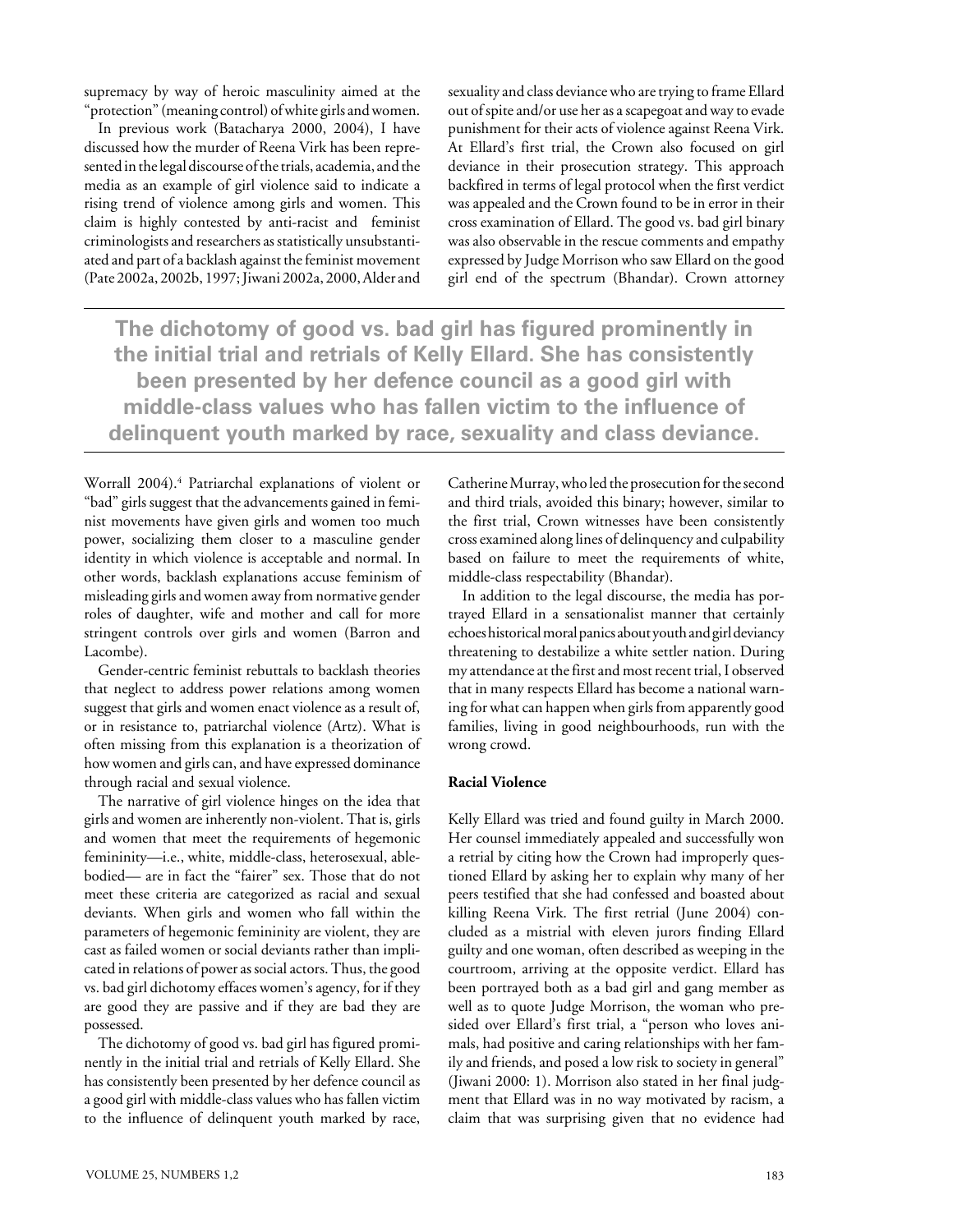supremacy by way of heroic masculinity aimed at the "protection" (meaning control) of white girls and women.

In previous work (Batacharya 2000, 2004), I have discussed how the murder of Reena Virk has been represented in the legal discourse of the trials, academia, and the media as an example of girl violence said to indicate a rising trend of violence among girls and women. This claim is highly contested by anti-racist and feminist criminologists and researchers as statistically unsubstantiated and part of a backlash against the feminist movement (Pate 2002a, 2002b, 1997; Jiwani 2002a, 2000, Alder and Worrall 2004).[4] Patriarchal explanations of violent or "bad" girls suggest that the advancements gained in feminist movements have given girls and women too much power, socializing them closer to a masculine gender identity in which violence is acceptable and normal. In other words, backlash explanations accuse feminism of misleading girls and women away from normative gender roles of daughter, wife and mother and call for more stringent controls over girls and women (Barron and Lacombe).

Gender-centric feminist rebuttals to backlash theories that neglect to address power relations among women suggest that girls and women enact violence as a result of, or in resistance to, patriarchal violence (Artz). What is often missing from this explanation is a theorization of how women and girls can, and have expressed dominance through racial and sexual violence.

The narrative of girl violence hinges on the idea that girls and women are inherently non-violent. That is, girls and women that meet the requirements of hegemonic femininity—i.e., white, middle-class, heterosexual, able-bodied— are in fact the "fairer" sex. Those that do not meet these criteria are categorized as racial and sexual deviants. When girls and women who fall within the parameters of hegemonic femininity are violent, they are cast as failed women or social deviants rather than implicated in relations of power as social actors. Thus, the good vs. bad girl dichotomy effaces women's agency, for if they are good they are passive and if they are bad they are possessed.

The dichotomy of good vs. bad girl has figured prominently in the initial trial and retrials of Kelly Ellard. She has consistently been presented by her defence council as a good girl with middle-class values who has fallen victim to the influence of delinquent youth marked by race, sexuality and class deviance who are trying to frame Ellard out of spite and/or use her as a scapegoat and way to evade punishment for their acts of violence against Reena Virk. At Ellard's first trial, the Crown also focused on girl deviance in their prosecution strategy. This approach backfired in terms of legal protocol when the first verdict was appealed and the Crown found to be in error in their cross examination of Ellard. The good vs. bad girl binary was also observable in the rescue comments and empathy expressed by Judge Morrison who saw Ellard on the good girl end of the spectrum (Bhandar). Crown attorney Catherine Murray, who led the prosecution for the second and third trials, avoided this binary; however, similar to the first trial, Crown witnesses have been consistently cross examined along lines of delinquency and culpability based on failure to meet the requirements of white, middle-class respectability (Bhandar).

**The dichotomy of good vs. bad girl has figured prominently in the initial trial and retrials of Kelly Ellard. She has consistently been presented by her defence council as a good girl with middle-class values who has fallen victim to the influence of delinquent youth marked by race, sexuality and class deviance.**

In addition to the legal discourse, the media has portrayed Ellard in a sensationalist manner that certainly echoes historical moral panics about youth and girl deviancy threatening to destabilize a white settler nation. During my attendance at the first and most recent trial, I observed that in many respects Ellard has become a national warning for what can happen when girls from apparently good families, living in good neighbourhoods, run with the wrong crowd.

### Racial Violence

Kelly Ellard was tried and found guilty in March 2000. Her counsel immediately appealed and successfully won a retrial by citing how the Crown had improperly questioned Ellard by asking her to explain why many of her peers testified that she had confessed and boasted about killing Reena Virk. The first retrial (June 2004) concluded as a mistrial with eleven jurors finding Ellard guilty and one woman, often described as weeping in the courtroom, arriving at the opposite verdict. Ellard has been portrayed both as a bad girl and gang member as well as to quote Judge Morrison, the woman who presided over Ellard's first trial, a "person who loves animals, had positive and caring relationships with her family and friends, and posed a low risk to society in general" (Jiwani 2000: 1). Morrison also stated in her final judgment that Ellard was in no way motivated by racism, a claim that was surprising given that no evidence had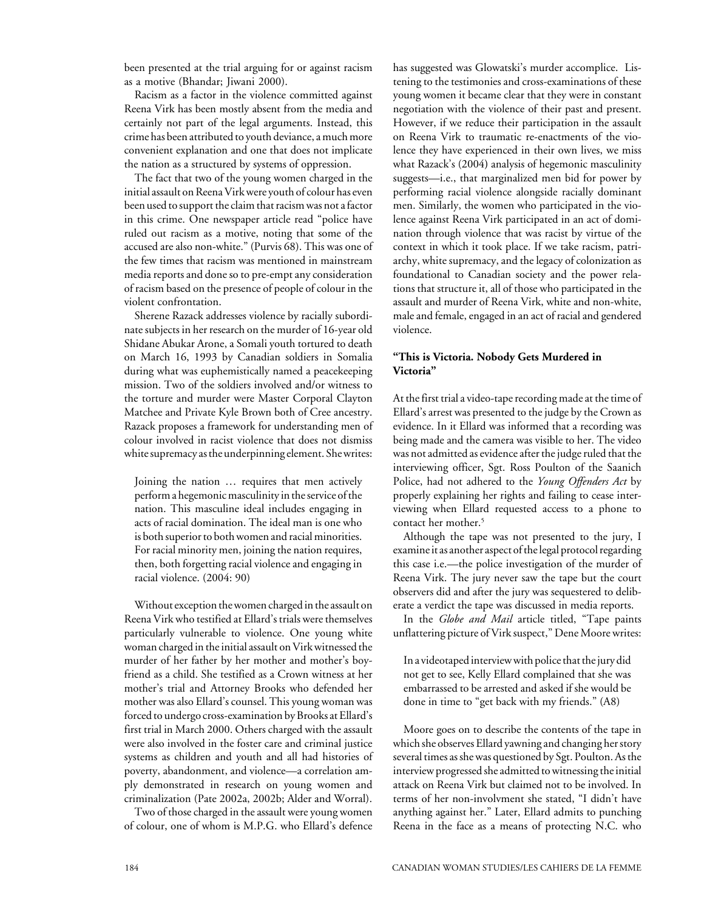been presented at the trial arguing for or against racism as a motive (Bhandar; Jiwani 2000).

Racism as a factor in the violence committed against Reena Virk has been mostly absent from the media and certainly not part of the legal arguments. Instead, this crime has been attributed to youth deviance, a much more convenient explanation and one that does not implicate the nation as a structured by systems of oppression.

The fact that two of the young women charged in the initial assault on Reena Virk were youth of colour has even been used to support the claim that racism was not a factor in this crime. One newspaper article read "police have ruled out racism as a motive, noting that some of the accused are also non-white." (Purvis 68). This was one of the few times that racism was mentioned in mainstream media reports and done so to pre-empt any consideration of racism based on the presence of people of colour in the violent confrontation.

Sherene Razack addresses violence by racially subordinate subjects in her research on the murder of 16-year old Shidane Abukar Arone, a Somali youth tortured to death on March 16, 1993 by Canadian soldiers in Somalia during what was euphemistically named a peacekeeping mission. Two of the soldiers involved and/or witness to the torture and murder were Master Corporal Clayton Matchee and Private Kyle Brown both of Cree ancestry. Razack proposes a framework for understanding men of colour involved in racist violence that does not dismiss white supremacy as the underpinning element. She writes:

> Joining the nation … requires that men actively perform a hegemonic masculinity in the service of the nation. This masculine ideal includes engaging in acts of racial domination. The ideal man is one who is both superior to both women and racial minorities. For racial minority men, joining the nation requires, then, both forgetting racial violence and engaging in racial violence. (2004: 90)

Without exception the women charged in the assault on Reena Virk who testified at Ellard's trials were themselves particularly vulnerable to violence. One young white woman charged in the initial assault on Virk witnessed the murder of her father by her mother and mother's boyfriend as a child. She testified as a Crown witness at her mother's trial and Attorney Brooks who defended her mother was also Ellard's counsel. This young woman was forced to undergo cross-examination by Brooks at Ellard's first trial in March 2000. Others charged with the assault were also involved in the foster care and criminal justice systems as children and youth and all had histories of poverty, abandonment, and violence—a correlation amply demonstrated in research on young women and criminalization (Pate 2002a, 2002b; Alder and Worral).

Two of those charged in the assault were young women of colour, one of whom is M.P.G. who Ellard's defence has suggested was Glowatski's murder accomplice. Listening to the testimonies and cross-examinations of these young women it became clear that they were in constant negotiation with the violence of their past and present. However, if we reduce their participation in the assault on Reena Virk to traumatic re-enactments of the violence they have experienced in their own lives, we miss what Razack's (2004) analysis of hegemonic masculinity suggests—i.e., that marginalized men bid for power by performing racial violence alongside racially dominant men. Similarly, the women who participated in the violence against Reena Virk participated in an act of domination through violence that was racist by virtue of the context in which it took place. If we take racism, patriarchy, white supremacy, and the legacy of colonization as foundational to Canadian society and the power relations that structure it, all of those who participated in the assault and murder of Reena Virk, white and non-white, male and female, engaged in an act of racial and gendered violence.

### "This is Victoria. Nobody Gets Murdered in Victoria"

At the first trial a video-tape recording made at the time of Ellard's arrest was presented to the judge by the Crown as evidence. In it Ellard was informed that a recording was being made and the camera was visible to her. The video was not admitted as evidence after the judge ruled that the interviewing officer, Sgt. Ross Poulton of the Saanich Police, had not adhered to the *Young Offenders Act* by properly explaining her rights and failing to cease interviewing when Ellard requested access to a phone to contact her mother.[5]

Although the tape was not presented to the jury, I examine it as another aspect of the legal protocol regarding this case i.e.—the police investigation of the murder of Reena Virk. The jury never saw the tape but the court observers did and after the jury was sequestered to deliberate a verdict the tape was discussed in media reports.

In the *Globe and Mail* article titled, "Tape paints unflattering picture of Virk suspect," Dene Moore writes:

> In a videotaped interview with police that the jury did not get to see, Kelly Ellard complained that she was embarrassed to be arrested and asked if she would be done in time to "get back with my friends." (A8)

Moore goes on to describe the contents of the tape in which she observes Ellard yawning and changing her story several times as she was questioned by Sgt. Poulton. As the interview progressed she admitted to witnessing the initial attack on Reena Virk but claimed not to be involved. In terms of her non-involvment she stated, "I didn't have anything against her." Later, Ellard admits to punching Reena in the face as a means of protecting N.C. who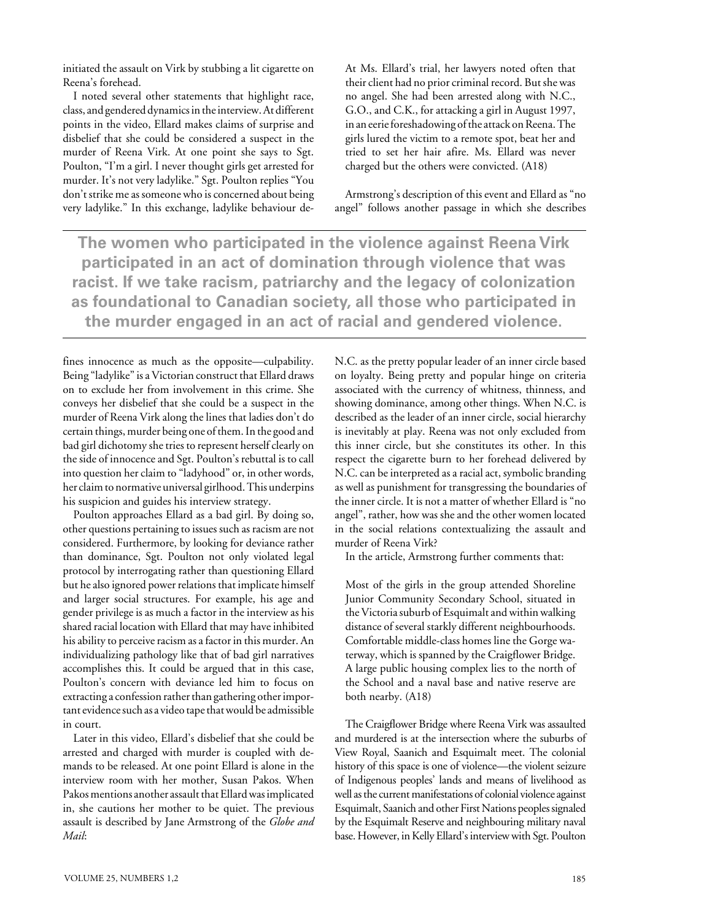initiated the assault on Virk by stubbing a lit cigarette on Reena's forehead.

I noted several other statements that highlight race, class, and gendered dynamics in the interview. At different points in the video, Ellard makes claims of surprise and disbelief that she could be considered a suspect in the murder of Reena Virk. At one point she says to Sgt. Poulton, "I'm a girl. I never thought girls get arrested for murder. It's not very ladylike." Sgt. Poulton replies "You don't strike me as someone who is concerned about being very ladylike." In this exchange, ladylike behaviour defines innocence as much as the opposite—culpability. Being "ladylike" is a Victorian construct that Ellard draws on to exclude her from involvement in this crime. She conveys her disbelief that she could be a suspect in the murder of Reena Virk along the lines that ladies don't do certain things, murder being one of them. In the good and bad girl dichotomy she tries to represent herself clearly on the side of innocence and Sgt. Poulton's rebuttal is to call into question her claim to "ladyhood" or, in other words, her claim to normative universal girlhood. This underpins his suspicion and guides his interview strategy.

Poulton approaches Ellard as a bad girl. By doing so, other questions pertaining to issues such as racism are not considered. Furthermore, by looking for deviance rather than dominance, Sgt. Poulton not only violated legal protocol by interrogating rather than questioning Ellard but he also ignored power relations that implicate himself and larger social structures. For example, his age and gender privilege is as much a factor in the interview as his shared racial location with Ellard that may have inhibited his ability to perceive racism as a factor in this murder. An individualizing pathology like that of bad girl narratives accomplishes this. It could be argued that in this case, Poulton's concern with deviance led him to focus on extracting a confession rather than gathering other important evidence such as a video tape that would be admissible in court.

Later in this video, Ellard's disbelief that she could be arrested and charged with murder is coupled with demands to be released. At one point Ellard is alone in the interview room with her mother, Susan Pakos. When Pakos mentions another assault that Ellard was implicated in, she cautions her mother to be quiet. The previous assault is described by Jane Armstrong of the *Globe and Mail*:

> At Ms. Ellard's trial, her lawyers noted often that their client had no prior criminal record. But she was no angel. She had been arrested along with N.C., G.O., and C.K., for attacking a girl in August 1997, in an eerie foreshadowing of the attack on Reena. The girls lured the victim to a remote spot, beat her and tried to set her hair afire. Ms. Ellard was never charged but the others were convicted. (A18)

Armstrong's description of this event and Ellard as "no angel" follows another passage in which she describes N.C. as the pretty popular leader of an inner circle based on loyalty. Being pretty and popular hinge on criteria associated with the currency of whitness, thinness, and showing dominance, among other things. When N.C. is described as the leader of an inner circle, social hierarchy is inevitably at play. Reena was not only excluded from this inner circle, but she constitutes its other. In this respect the cigarette burn to her forehead delivered by N.C. can be interpreted as a racial act, symbolic branding as well as punishment for transgressing the boundaries of the inner circle. It is not a matter of whether Ellard is "no angel", rather, how was she and the other women located in the social relations contextualizing the assault and murder of Reena Virk?

**The women who participated in the violence against Reena Virk participated in an act of domination through violence that was racist. If we take racism, patriarchy and the legacy of colonization as foundational to Canadian society, all those who participated in the murder engaged in an act of racial and gendered violence.**

In the article, Armstrong further comments that:

> Most of the girls in the group attended Shoreline Junior Community Secondary School, situated in the Victoria suburb of Esquimalt and within walking distance of several starkly different neighbourhoods. Comfortable middle-class homes line the Gorge waterway, which is spanned by the Craigflower Bridge. A large public housing complex lies to the north of the School and a naval base and native reserve are both nearby. (A18)

The Craigflower Bridge where Reena Virk was assaulted and murdered is at the intersection where the suburbs of View Royal, Saanich and Esquimalt meet. The colonial history of this space is one of violence—the violent seizure of Indigenous peoples' lands and means of livelihood as well as the current manifestations of colonial violence against Esquimalt, Saanich and other First Nations peoples signaled by the Esquimalt Reserve and neighbouring military naval base. However, in Kelly Ellard's interview with Sgt. Poulton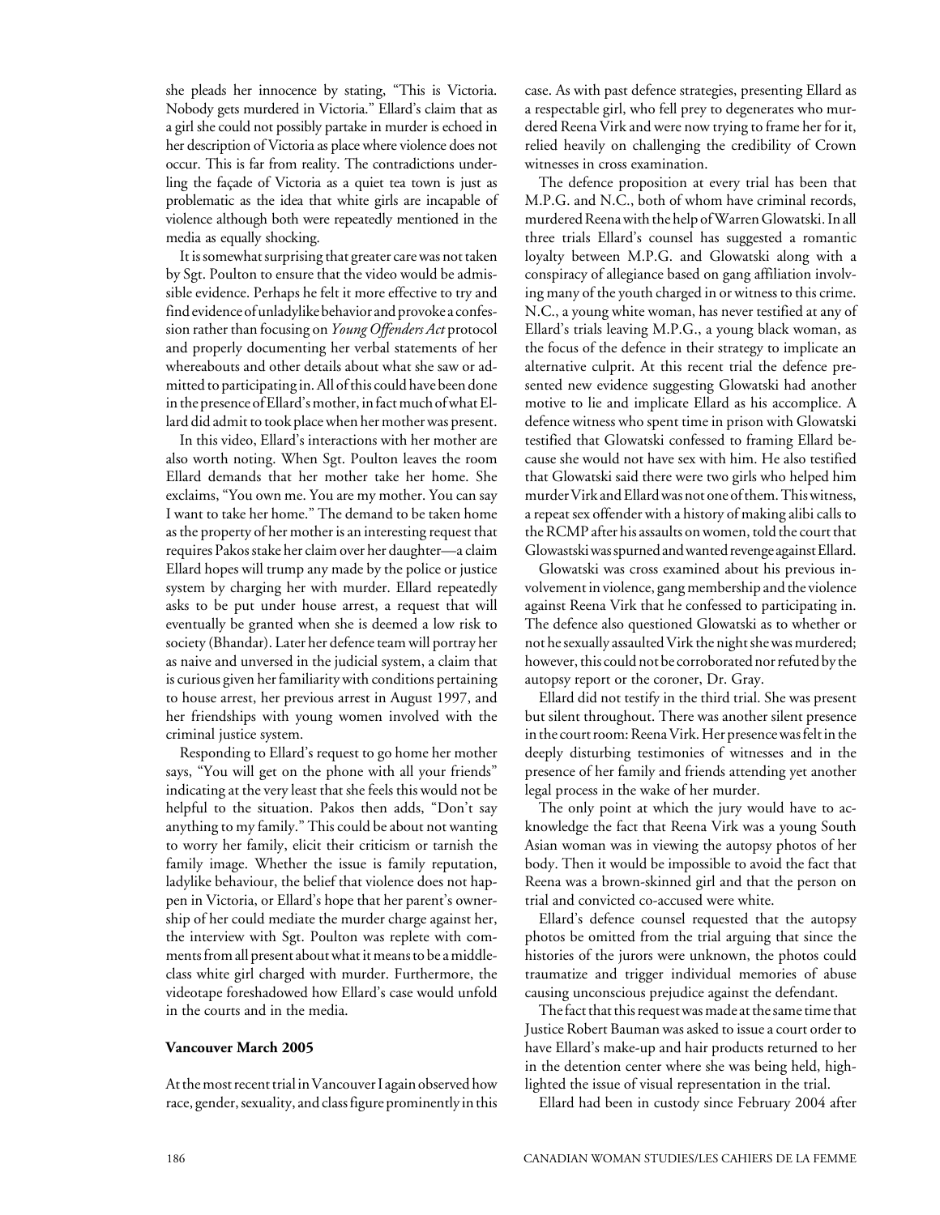she pleads her innocence by stating, "This is Victoria. Nobody gets murdered in Victoria." Ellard's claim that as a girl she could not possibly partake in murder is echoed in her description of Victoria as place where violence does not occur. This is far from reality. The contradictions underling the façade of Victoria as a quiet tea town is just as problematic as the idea that white girls are incapable of violence although both were repeatedly mentioned in the media as equally shocking.

It is somewhat surprising that greater care was not taken by Sgt. Poulton to ensure that the video would be admissible evidence. Perhaps he felt it more effective to try and find evidence of unladylike behavior and provoke a confession rather than focusing on *Young Offenders Act* protocol and properly documenting her verbal statements of her whereabouts and other details about what she saw or admitted to participating in. All of this could have been done in the presence of Ellard's mother, in fact much of what Ellard did admit to took place when her mother was present.

In this video, Ellard's interactions with her mother are also worth noting. When Sgt. Poulton leaves the room Ellard demands that her mother take her home. She exclaims, "You own me. You are my mother. You can say I want to take her home." The demand to be taken home as the property of her mother is an interesting request that requires Pakos stake her claim over her daughter—a claim Ellard hopes will trump any made by the police or justice system by charging her with murder. Ellard repeatedly asks to be put under house arrest, a request that will eventually be granted when she is deemed a low risk to society (Bhandar). Later her defence team will portray her as naive and unversed in the judicial system, a claim that is curious given her familiarity with conditions pertaining to house arrest, her previous arrest in August 1997, and her friendships with young women involved with the criminal justice system.

Responding to Ellard's request to go home her mother says, "You will get on the phone with all your friends" indicating at the very least that she feels this would not be helpful to the situation. Pakos then adds, "Don't say anything to my family." This could be about not wanting to worry her family, elicit their criticism or tarnish the family image. Whether the issue is family reputation, ladylike behaviour, the belief that violence does not happen in Victoria, or Ellard's hope that her parent's ownership of her could mediate the murder charge against her, the interview with Sgt. Poulton was replete with comments from all present about what it means to be a middle-class white girl charged with murder. Furthermore, the videotape foreshadowed how Ellard's case would unfold in the courts and in the media.

**Vancouver March 2005**

At the most recent trial in Vancouver I again observed how race, gender, sexuality, and class figure prominently in this case. As with past defence strategies, presenting Ellard as a respectable girl, who fell prey to degenerates who murdered Reena Virk and were now trying to frame her for it, relied heavily on challenging the credibility of Crown witnesses in cross examination.

The defence proposition at every trial has been that M.P.G. and N.C., both of whom have criminal records, murdered Reena with the help of Warren Glowatski. In all three trials Ellard's counsel has suggested a romantic loyalty between M.P.G. and Glowatski along with a conspiracy of allegiance based on gang affiliation involving many of the youth charged in or witness to this crime. N.C., a young white woman, has never testified at any of Ellard's trials leaving M.P.G., a young black woman, as the focus of the defence in their strategy to implicate an alternative culprit. At this recent trial the defence presented new evidence suggesting Glowatski had another motive to lie and implicate Ellard as his accomplice. A defence witness who spent time in prison with Glowatski testified that Glowatski confessed to framing Ellard because she would not have sex with him. He also testified that Glowatski said there were two girls who helped him murder Virk and Ellard was not one of them. This witness, a repeat sex offender with a history of making alibi calls to the RCMP after his assaults on women, told the court that Glowastski was spurned and wanted revenge against Ellard.

Glowatski was cross examined about his previous involvement in violence, gang membership and the violence against Reena Virk that he confessed to participating in. The defence also questioned Glowatski as to whether or not he sexually assaulted Virk the night she was murdered; however, this could not be corroborated nor refuted by the autopsy report or the coroner, Dr. Gray.

Ellard did not testify in the third trial. She was present but silent throughout. There was another silent presence in the court room: Reena Virk. Her presence was felt in the deeply disturbing testimonies of witnesses and in the presence of her family and friends attending yet another legal process in the wake of her murder.

The only point at which the jury would have to acknowledge the fact that Reena Virk was a young South Asian woman was in viewing the autopsy photos of her body. Then it would be impossible to avoid the fact that Reena was a brown-skinned girl and that the person on trial and convicted co-accused were white.

Ellard's defence counsel requested that the autopsy photos be omitted from the trial arguing that since the histories of the jurors were unknown, the photos could traumatize and trigger individual memories of abuse causing unconscious prejudice against the defendant.

The fact that this request was made at the same time that Justice Robert Bauman was asked to issue a court order to have Ellard's make-up and hair products returned to her in the detention center where she was being held, highlighted the issue of visual representation in the trial.

Ellard had been in custody since February 2004 after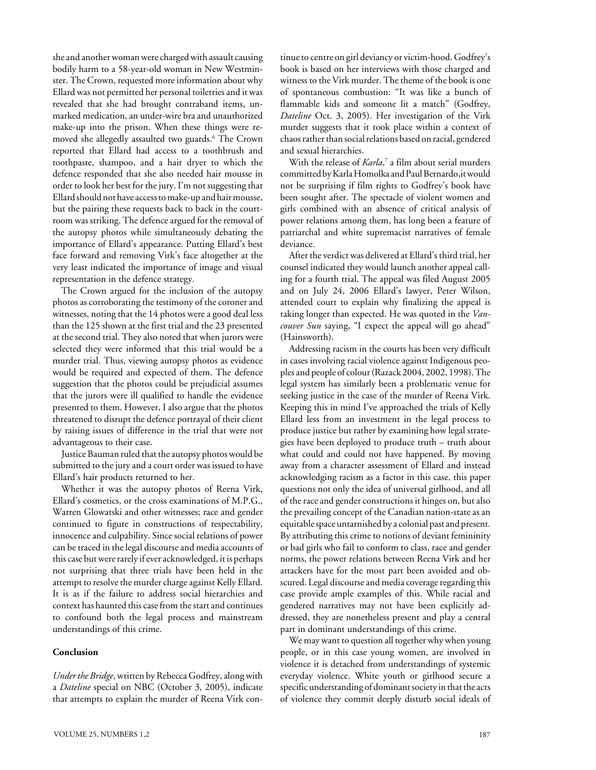she and another woman were charged with assault causing bodily harm to a 58-year-old woman in New Westminster. The Crown, requested more information about why Ellard was not permitted her personal toiletries and it was revealed that she had brought contraband items, unmarked medication, an under-wire bra and unauthorized make-up into the prison. When these things were removed she allegedly assaulted two guards.[6] The Crown reported that Ellard had access to a toothbrush and toothpaste, shampoo, and a hair dryer to which the defence responded that she also needed hair mousse in order to look her best for the jury. I'm not suggesting that Ellard should not have access to make-up and hair mousse, but the pairing these requests back to back in the courtroom was striking. The defence argued for the removal of the autopsy photos while simultaneously debating the importance of Ellard's appearance. Putting Ellard's best face forward and removing Virk's face altogether at the very least indicated the importance of image and visual representation in the defence strategy.

The Crown argued for the inclusion of the autopsy photos as corroborating the testimony of the coroner and witnesses, noting that the 14 photos were a good deal less than the 125 shown at the first trial and the 23 presented at the second trial. They also noted that when jurors were selected they were informed that this trial would be a murder trial. Thus, viewing autopsy photos as evidence would be required and expected of them. The defence suggestion that the photos could be prejudicial assumes that the jurors were ill qualified to handle the evidence presented to them. However, I also argue that the photos threatened to disrupt the defence portrayal of their client by raising issues of difference in the trial that were not advantageous to their case.

Justice Bauman ruled that the autopsy photos would be submitted to the jury and a court order was issued to have Ellard's hair products returned to her.

Whether it was the autopsy photos of Reena Virk, Ellard's cosmetics, or the cross examinations of M.P.G., Warren Glowatski and other witnesses; race and gender continued to figure in constructions of respectability, innocence and culpability. Since social relations of power can be traced in the legal discourse and media accounts of this case but were rarely if ever acknowledged, it is perhaps not surprising that three trials have been held in the attempt to resolve the murder charge against Kelly Ellard. It is as if the failure to address social hierarchies and context has haunted this case from the start and continues to confound both the legal process and mainstream understandings of this crime.

**Conclusion**

*Under the Bridge*, written by Rebecca Godfrey, along with a *Dateline* special on NBC (October 3, 2005), indicate that attempts to explain the murder of Reena Virk continue to centre on girl deviancy or victim-hood. Godfrey's book is based on her interviews with those charged and witness to the Virk murder. The theme of the book is one of spontaneous combustion: "It was like a bunch of flammable kids and someone lit a match" (Godfrey, *Dateline* Oct. 3, 2005). Her investigation of the Virk murder suggests that it took place within a context of chaos rather than social relations based on racial, gendered and sexual hierarchies.

With the release of *Karla*,[7] a film about serial murders committed by Karla Homolka and Paul Bernardo, it would not be surprising if film rights to Godfrey's book have been sought after. The spectacle of violent women and girls combined with an absence of critical analysis of power relations among them, has long been a feature of patriarchal and white supremacist narratives of female deviance.

After the verdict was delivered at Ellard's third trial, her counsel indicated they would launch another appeal calling for a fourth trial. The appeal was filed August 2005 and on July 24, 2006 Ellard's lawyer, Peter Wilson, attended court to explain why finalizing the appeal is taking longer than expected. He was quoted in the *Vancouver Sun* saying, "I expect the appeal will go ahead" (Hainsworth).

Addressing racism in the courts has been very difficult in cases involving racial violence against Indigenous peoples and people of colour (Razack 2004, 2002, 1998). The legal system has similarly been a problematic venue for seeking justice in the case of the murder of Reena Virk. Keeping this in mind I've approached the trials of Kelly Ellard less from an investment in the legal process to produce justice but rather by examining how legal strategies have been deployed to produce truth – truth about what could and could not have happened. By moving away from a character assessment of Ellard and instead acknowledging racism as a factor in this case, this paper questions not only the idea of universal girlhood, and all of the race and gender constructions it hinges on, but also the prevailing concept of the Canadian nation-state as an equitable space untarnished by a colonial past and present. By attributing this crime to notions of deviant femininity or bad girls who fail to conform to class, race and gender norms, the power relations between Reena Virk and her attackers have for the most part been avoided and obscured. Legal discourse and media coverage regarding this case provide ample examples of this. While racial and gendered narratives may not have been explicitly addressed, they are nonetheless present and play a central part in dominant understandings of this crime.

We may want to question all together why when young people, or in this case young women, are involved in violence it is detached from understandings of systemic everyday violence. White youth or girlhood secure a specific understanding of dominant society in that the acts of violence they commit deeply disturb social ideals of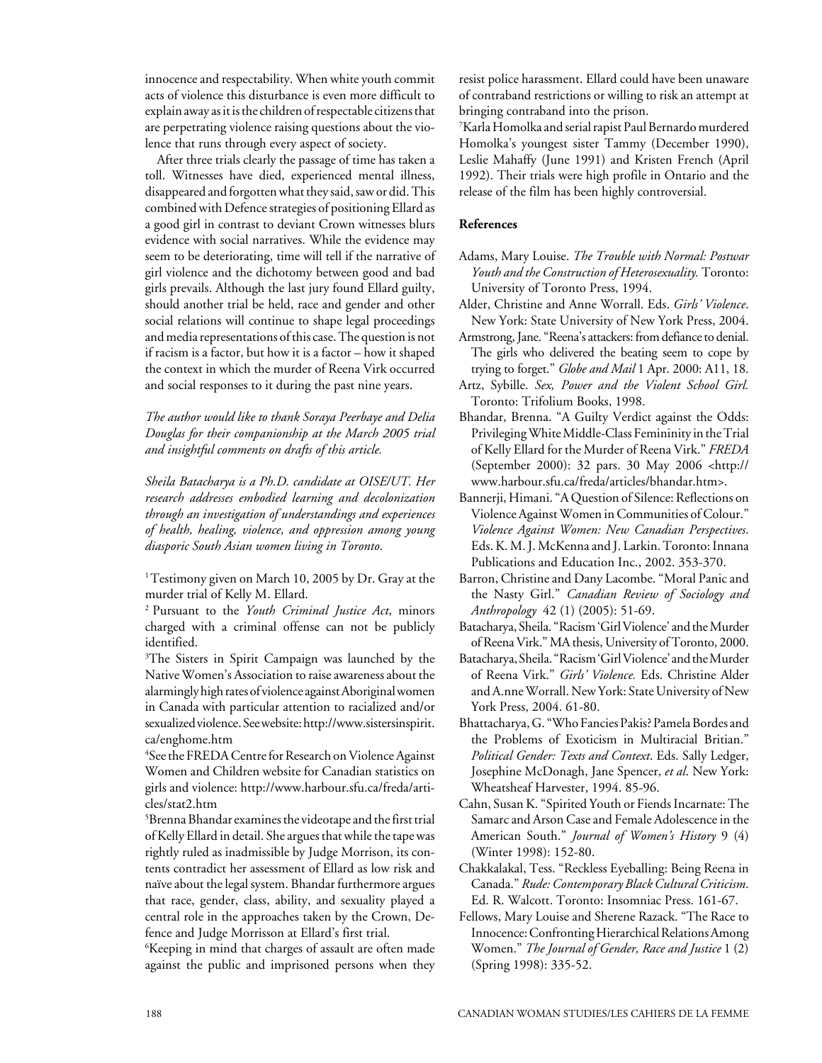innocence and respectability. When white youth commit acts of violence this disturbance is even more difficult to explain away as it is the children of respectable citizens that are perpetrating violence raising questions about the violence that runs through every aspect of society.

After three trials clearly the passage of time has taken a toll. Witnesses have died, experienced mental illness, disappeared and forgotten what they said, saw or did. This combined with Defence strategies of positioning Ellard as a good girl in contrast to deviant Crown witnesses blurs evidence with social narratives. While the evidence may seem to be deteriorating, time will tell if the narrative of girl violence and the dichotomy between good and bad girls prevails. Although the last jury found Ellard guilty, should another trial be held, race and gender and other social relations will continue to shape legal proceedings and media representations of this case. The question is not if racism is a factor, but how it is a factor – how it shaped the context in which the murder of Reena Virk occurred and social responses to it during the past nine years.

*The author would like to thank Soraya Peerbaye and Delia Douglas for their companionship at the March 2005 trial and insightful comments on drafts of this article.*

*Sheila Batacharya is a Ph.D. candidate at OISE/UT. Her research addresses embodied learning and decolonization through an investigation of understandings and experiences of health, healing, violence, and oppression among young diasporic South Asian women living in Toronto.*

[1] Testimony given on March 10, 2005 by Dr. Gray at the murder trial of Kelly M. Ellard.

[2] Pursuant to the *Youth Criminal Justice Act*, minors charged with a criminal offense can not be publicly identified.

[3] The Sisters in Spirit Campaign was launched by the Native Women's Association to raise awareness about the alarmingly high rates of violence against Aboriginal women in Canada with particular attention to racialized and/or sexualized violence. See website: http://www.sistersinspirit.ca/enghome.htm

[4] See the FREDA Centre for Research on Violence Against Women and Children website for Canadian statistics on girls and violence: http://www.harbour.sfu.ca/freda/articles/stat2.htm

[5] Brenna Bhandar examines the videotape and the first trial of Kelly Ellard in detail. She argues that while the tape was rightly ruled as inadmissible by Judge Morrison, its contents contradict her assessment of Ellard as low risk and naïve about the legal system. Bhandar furthermore argues that race, gender, class, ability, and sexuality played a central role in the approaches taken by the Crown, Defence and Judge Morrisson at Ellard's first trial.

[6] Keeping in mind that charges of assault are often made against the public and imprisoned persons when they resist police harassment. Ellard could have been unaware of contraband restrictions or willing to risk an attempt at bringing contraband into the prison.

[7] Karla Homolka and serial rapist Paul Bernardo murdered Homolka's youngest sister Tammy (December 1990), Leslie Mahaffy (June 1991) and Kristen French (April 1992). Their trials were high profile in Ontario and the release of the film has been highly controversial.

### References

Adams, Mary Louise. *The Trouble with Normal: Postwar Youth and the Construction of Heterosexuality.* Toronto: University of Toronto Press, 1994.

Alder, Christine and Anne Worrall. Eds. *Girls' Violence*. New York: State University of New York Press, 2004.

Armstrong, Jane. "Reena's attackers: from defiance to denial. The girls who delivered the beating seem to cope by trying to forget." *Globe and Mail* 1 Apr. 2000: A11, 18.

Artz, Sybille. *Sex, Power and the Violent School Girl.* Toronto: Trifolium Books, 1998.

Bhandar, Brenna. "A Guilty Verdict against the Odds: Privileging White Middle-Class Femininity in the Trial of Kelly Ellard for the Murder of Reena Virk." *FREDA* (September 2000): 32 pars. 30 May 2006 <http://www.harbour.sfu.ca/freda/articles/bhandar.htm>.

Bannerji, Himani. "A Question of Silence: Reflections on Violence Against Women in Communities of Colour." *Violence Against Women: New Canadian Perspectives*. Eds. K. M. J. McKenna and J. Larkin. Toronto: Innana Publications and Education Inc., 2002. 353-370.

Barron, Christine and Dany Lacombe. "Moral Panic and the Nasty Girl." *Canadian Review of Sociology and Anthropology* 42 (1) (2005): 51-69.

Batacharya, Sheila. "Racism 'Girl Violence' and the Murder of Reena Virk." MA thesis, University of Toronto, 2000.

Batacharya, Sheila. "Racism 'Girl Violence' and the Murder of Reena Virk." *Girls' Violence.* Eds. Christine Alder and A.nne Worrall. New York: State University of New York Press, 2004. 61-80.

Bhattacharya, G. "Who Fancies Pakis? Pamela Bordes and the Problems of Exoticism in Multiracial Britian." *Political Gender: Texts and Context*. Eds. Sally Ledger, Josephine McDonagh, Jane Spencer, *et al*. New York: Wheatsheaf Harvester, 1994. 85-96.

Cahn, Susan K. "Spirited Youth or Fiends Incarnate: The Samarc and Arson Case and Female Adolescence in the American South." *Journal of Women's History* 9 (4) (Winter 1998): 152-80.

Chakkalakal, Tess. "Reckless Eyeballing: Being Reena in Canada." *Rude: Contemporary Black Cultural Criticism*. Ed. R. Walcott. Toronto: Insomniac Press. 161-67.

Fellows, Mary Louise and Sherene Razack. "The Race to Innocence: Confronting Hierarchical Relations Among Women." *The Journal of Gender, Race and Justice* 1 (2) (Spring 1998): 335-52.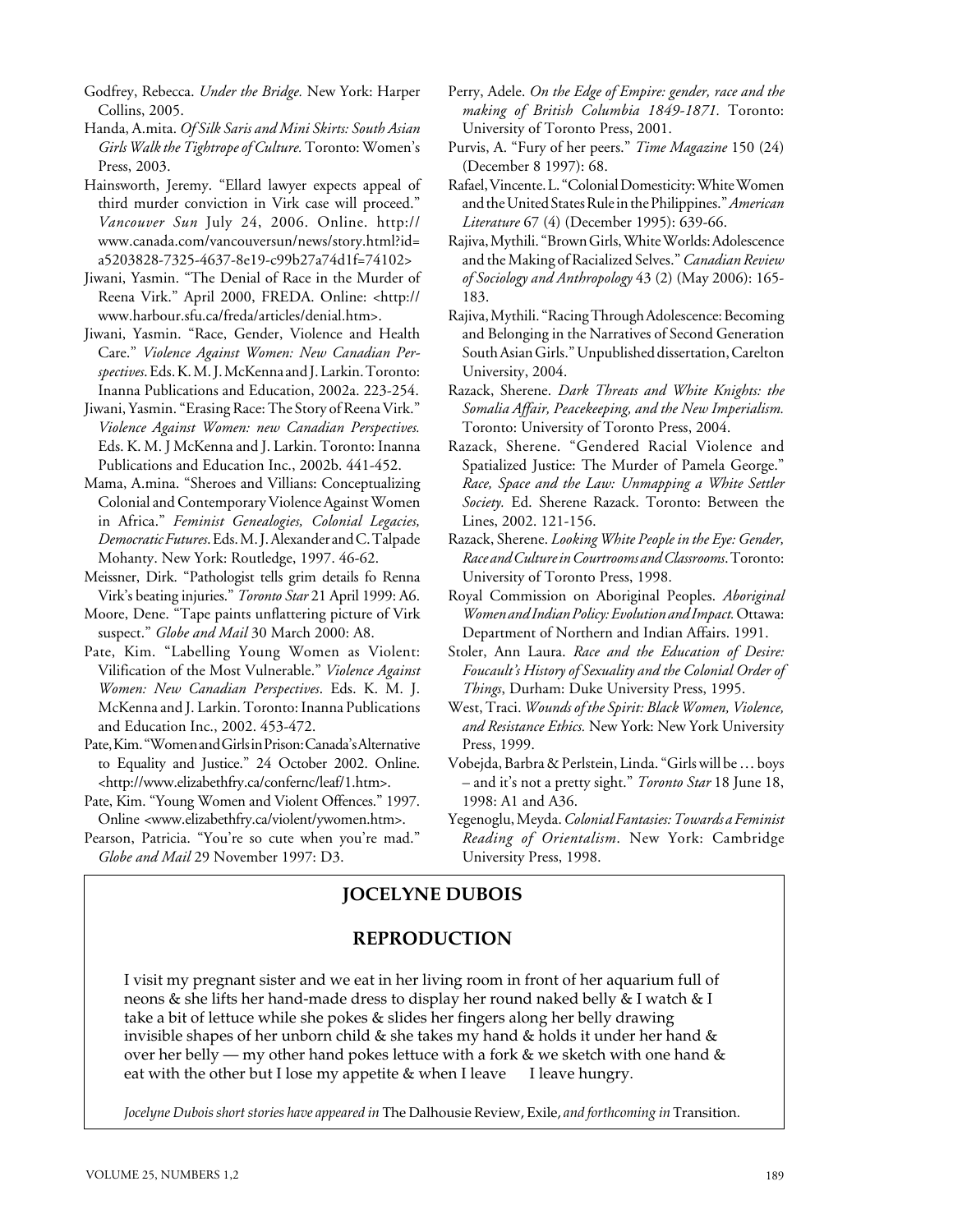Godfrey, Rebecca. *Under the Bridge.* New York: Harper Collins, 2005.

Handa, A.mita. *Of Silk Saris and Mini Skirts: South Asian Girls Walk the Tightrope of Culture.* Toronto: Women's Press, 2003.

Hainsworth, Jeremy. "Ellard lawyer expects appeal of third murder conviction in Virk case will proceed." *Vancouver Sun* July 24, 2006. Online. http://www.canada.com/vancouversun/news/story.html?id=a5203828-7325-4637-8e19-c99b27a74d1f=74102>

Jiwani, Yasmin. "The Denial of Race in the Murder of Reena Virk." April 2000, FREDA. Online: <http://www.harbour.sfu.ca/freda/articles/denial.htm>.

Jiwani, Yasmin. "Race, Gender, Violence and Health Care." *Violence Against Women: New Canadian Perspectives*. Eds. K. M. J. McKenna and J. Larkin. Toronto: Inanna Publications and Education, 2002a. 223-254.

Jiwani, Yasmin. "Erasing Race: The Story of Reena Virk." *Violence Against Women: new Canadian Perspectives.* Eds. K. M. J McKenna and J. Larkin. Toronto: Inanna Publications and Education Inc., 2002b. 441-452.

Mama, A.mina. "Sheroes and Villians: Conceptualizing Colonial and Contemporary Violence Against Women in Africa." *Feminist Genealogies, Colonial Legacies, Democratic Futures*. Eds. M. J. Alexander and C. Talpade Mohanty. New York: Routledge, 1997. 46-62.

Meissner, Dirk. "Pathologist tells grim details fo Renna Virk's beating injuries." *Toronto Star* 21 April 1999: A6.

Moore, Dene. "Tape paints unflattering picture of Virk suspect." *Globe and Mail* 30 March 2000: A8.

Pate, Kim. "Labelling Young Women as Violent: Vilification of the Most Vulnerable." *Violence Against Women: New Canadian Perspectives*. Eds. K. M. J. McKenna and J. Larkin. Toronto: Inanna Publications and Education Inc., 2002. 453-472.

Pate, Kim. "Women and Girls in Prison: Canada's Alternative to Equality and Justice." 24 October 2002. Online. <http://www.elizabethfry.ca/confernc/leaf/1.htm>.

Pate, Kim. "Young Women and Violent Offences." 1997. Online <www.elizabethfry.ca/violent/ywomen.htm>.

Pearson, Patricia. "You're so cute when you're mad." *Globe and Mail* 29 November 1997: D3.

Perry, Adele. *On the Edge of Empire: gender, race and the making of British Columbia 1849-1871.* Toronto: University of Toronto Press, 2001.

Purvis, A. "Fury of her peers." *Time Magazine* 150 (24) (December 8 1997): 68.

Rafael, Vincente. L. "Colonial Domesticity: White Women and the United States Rule in the Philippines." *American Literature* 67 (4) (December 1995): 639-66.

Rajiva, Mythili. "Brown Girls, White Worlds: Adolescence and the Making of Racialized Selves." *Canadian Review of Sociology and Anthropology* 43 (2) (May 2006): 165-183.

Rajiva, Mythili. "Racing Through Adolescence: Becoming and Belonging in the Narratives of Second Generation South Asian Girls." Unpublished dissertation, Carelton University, 2004.

Razack, Sherene. *Dark Threats and White Knights: the Somalia Affair, Peacekeeping, and the New Imperialism.* Toronto: University of Toronto Press, 2004.

Razack, Sherene. "Gendered Racial Violence and Spatialized Justice: The Murder of Pamela George." *Race, Space and the Law: Unmapping a White Settler Society.* Ed. Sherene Razack. Toronto: Between the Lines, 2002. 121-156.

Razack, Sherene. *Looking White People in the Eye: Gender, Race and Culture in Courtrooms and Classrooms*. Toronto: University of Toronto Press, 1998.

Royal Commission on Aboriginal Peoples. *Aboriginal Women and Indian Policy: Evolution and Impact.* Ottawa: Department of Northern and Indian Affairs. 1991.

Stoler, Ann Laura. *Race and the Education of Desire: Foucault's History of Sexuality and the Colonial Order of Things*, Durham: Duke University Press, 1995.

West, Traci. *Wounds of the Spirit: Black Women, Violence, and Resistance Ethics.* New York: New York University Press, 1999.

Vobejda, Barbra & Perlstein, Linda. "Girls will be … boys – and it's not a pretty sight." *Toronto Star* 18 June 18, 1998: A1 and A36.

Yegenoglu, Meyda. *Colonial Fantasies: Towards a Feminist Reading of Orientalism*. New York: Cambridge University Press, 1998.

## JOCELYNE DUBOIS

## REPRODUCTION

I visit my pregnant sister and we eat in her living room in front of her aquarium full of neons & she lifts her hand-made dress to display her round naked belly & I watch & I take a bit of lettuce while she pokes & slides her fingers along her belly drawing invisible shapes of her unborn child & she takes my hand & holds it under her hand & over her belly — my other hand pokes lettuce with a fork & we sketch with one hand & eat with the other but I lose my appetite & when I leave     I leave hungry.

*Jocelyne Dubois short stories have appeared in* The Dalhousie Review, Exile, *and forthcoming in* Transition.